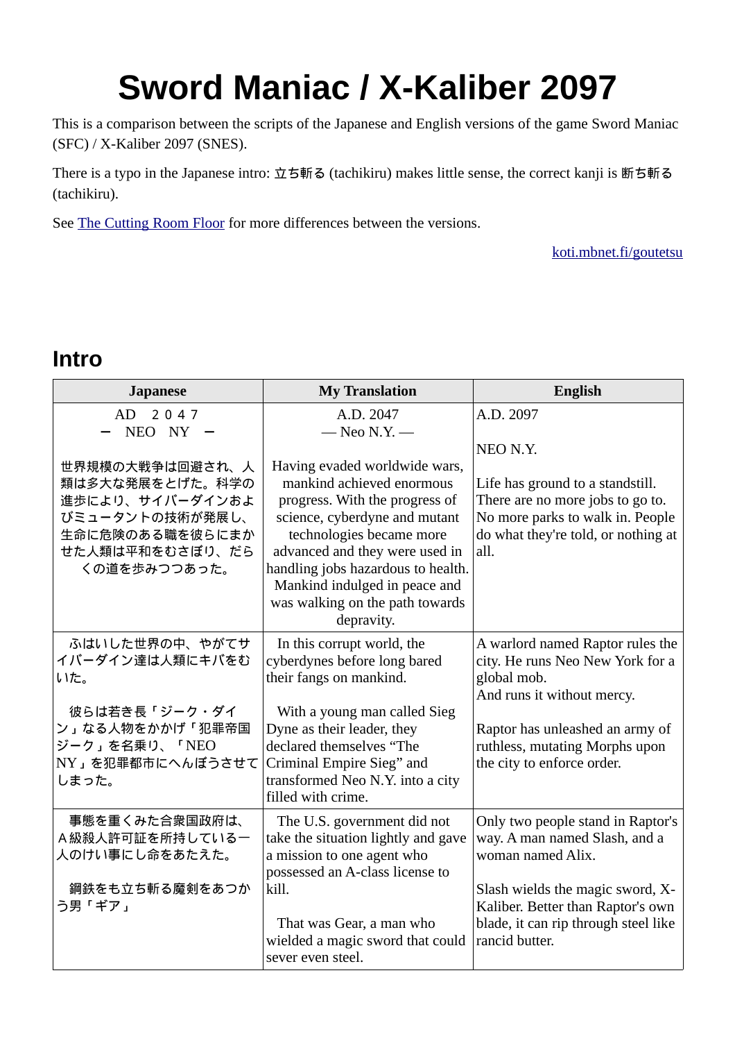# Sword Maniac / X-Kaliber 2097

This is a comparison between the scripts of the Japanese and English versions of the game Sword Maniac (SFC) / X-Kaliber 2097 (SNES).

There is a typo in the Japanese intro: 立ち斬る (tachikiru) makes little sense, the correct kanji is 断ち斬る (tachikiru).

See The Cutting Room Floor for more differences between the versions.

koti.mbnet.fi/goutetsu

## Intro

| Japanese | My Translation | English |
|---|---|---|
| AD　２０４７<br>ー　NEO　NY　ー<br><br>世界規模の大戦争は回避され、人類は多大な発展をとげた。科学の進歩により、サイバーダインおよびミュータントの技術が発展し、生命に危険のある職を彼らにまかせた人類は平和をむさぼり、だらくの道を歩みつつあった。 | A.D. 2047<br>— Neo N.Y. —<br><br>Having evaded worldwide wars, mankind achieved enormous progress. With the progress of science, cyberdyne and mutant technologies became more advanced and they were used in handling jobs hazardous to health. Mankind indulged in peace and was walking on the path towards depravity. | A.D. 2097<br><br>NEO N.Y.<br><br>Life has ground to a standstill. There are no more jobs to go to. No more parks to walk in. People do what they're told, or nothing at all. |
| 　ふはいした世界の中、やがてサイバーダイン達は人類にキバをむいた。<br><br>　彼らは若き長「ジーク・ダイン」なる人物をかかげ「犯罪帝国ジーク」を名乗り、「NEO NY」を犯罪都市にへんぼうさせてしまった。 | In this corrupt world, the cyberdynes before long bared their fangs on mankind.<br><br>With a young man called Sieg Dyne as their leader, they declared themselves “The Criminal Empire Sieg” and transformed Neo N.Y. into a city filled with crime. | A warlord named Raptor rules the city. He runs Neo New York for a global mob.<br>And runs it without mercy.<br><br>Raptor has unleashed an army of ruthless, mutating Morphs upon the city to enforce order. |
| 　事態を重くみた合衆国政府は、Ａ級殺人許可証を所持している一人のけい事にし命をあたえた。<br><br>　鋼鉄をも立ち斬る魔剣をあつかう男「ギア」 | The U.S. government did not take the situation lightly and gave a mission to one agent who possessed an A-class license to kill.<br><br>That was Gear, a man who wielded a magic sword that could sever even steel. | Only two people stand in Raptor's way. A man named Slash, and a woman named Alix.<br><br>Slash wields the magic sword, X-Kaliber. Better than Raptor's own blade, it can rip through steel like rancid butter. |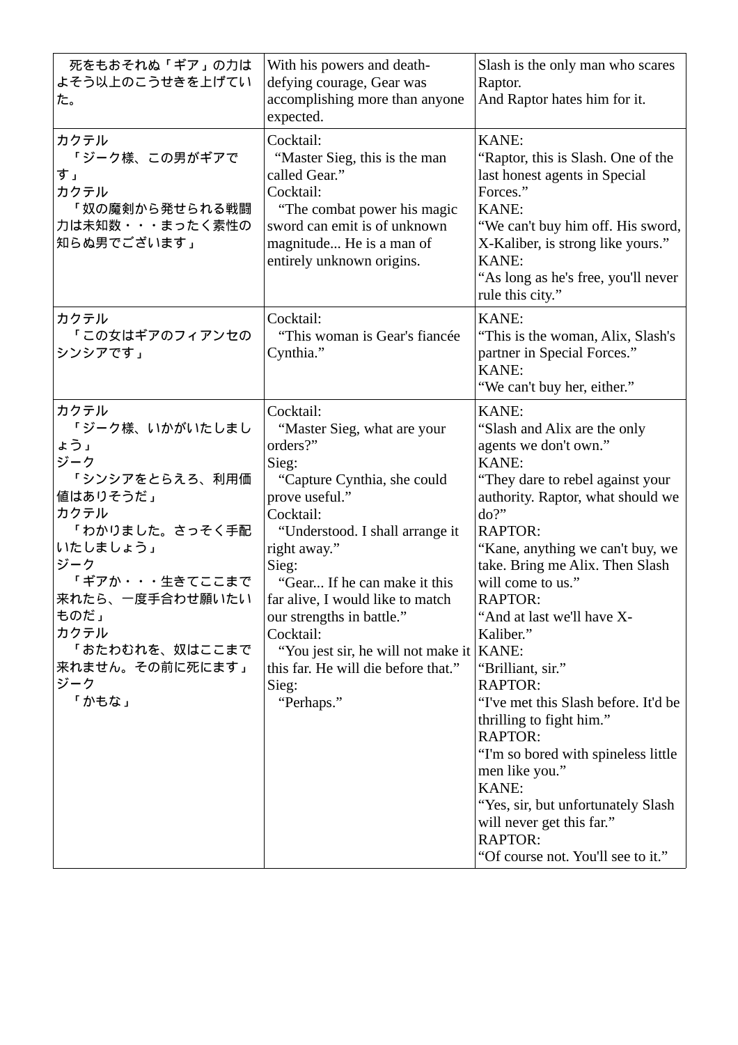| | | |
|---|---|---|
| 死をもおそれぬ「ギア」の力はよそう以上のこうせきを上げていた。 | With his powers and death-defying courage, Gear was accomplishing more than anyone expected. | Slash is the only man who scares Raptor.<br>And Raptor hates him for it. |
| カクテル<br>「ジーク様、この男がギアです」<br>カクテル<br>「奴の魔剣から発せられる戦闘力は未知数・・・まったく素性の知らぬ男でございます」 | Cocktail:<br>"Master Sieg, this is the man called Gear."<br>Cocktail:<br>"The combat power his magic sword can emit is of unknown magnitude... He is a man of entirely unknown origins. | KANE:<br>"Raptor, this is Slash. One of the last honest agents in Special Forces."<br>KANE:<br>"We can't buy him off. His sword, X-Kaliber, is strong like yours."<br>KANE:<br>"As long as he's free, you'll never rule this city." |
| カクテル<br>「この女はギアのフィアンセのシンシアです」 | Cocktail:<br>"This woman is Gear's fiancée Cynthia." | KANE:<br>"This is the woman, Alix, Slash's partner in Special Forces."<br>KANE:<br>"We can't buy her, either." |
| カクテル<br>「ジーク様、いかがいたしましょう」<br>ジーク<br>「シンシアをとらえろ、利用価値はありそうだ」<br>カクテル<br>「わかりました。さっそく手配いたしましょう」<br>ジーク<br>「ギアか・・・生きてここまで来れたら、一度手合わせ願いたいものだ」<br>カクテル<br>「おたわむれを、奴はここまで来れません。その前に死にます」<br>ジーク<br>「かもな」 | Cocktail:<br>"Master Sieg, what are your orders?"<br>Sieg:<br>"Capture Cynthia, she could prove useful."<br>Cocktail:<br>"Understood. I shall arrange it right away."<br>Sieg:<br>"Gear... If he can make it this far alive, I would like to match our strengths in battle."<br>Cocktail:<br>"You jest sir, he will not make it this far. He will die before that."<br>Sieg:<br>"Perhaps." | KANE:<br>"Slash and Alix are the only agents we don't own."<br>KANE:<br>"They dare to rebel against your authority. Raptor, what should we do?"<br>RAPTOR:<br>"Kane, anything we can't buy, we take. Bring me Alix. Then Slash will come to us."<br>RAPTOR:<br>"And at last we'll have X-Kaliber."<br>KANE:<br>"Brilliant, sir."<br>RAPTOR:<br>"I've met this Slash before. It'd be thrilling to fight him."<br>RAPTOR:<br>"I'm so bored with spineless little men like you."<br>KANE:<br>"Yes, sir, but unfortunately Slash will never get this far."<br>RAPTOR:<br>"Of course not. You'll see to it." |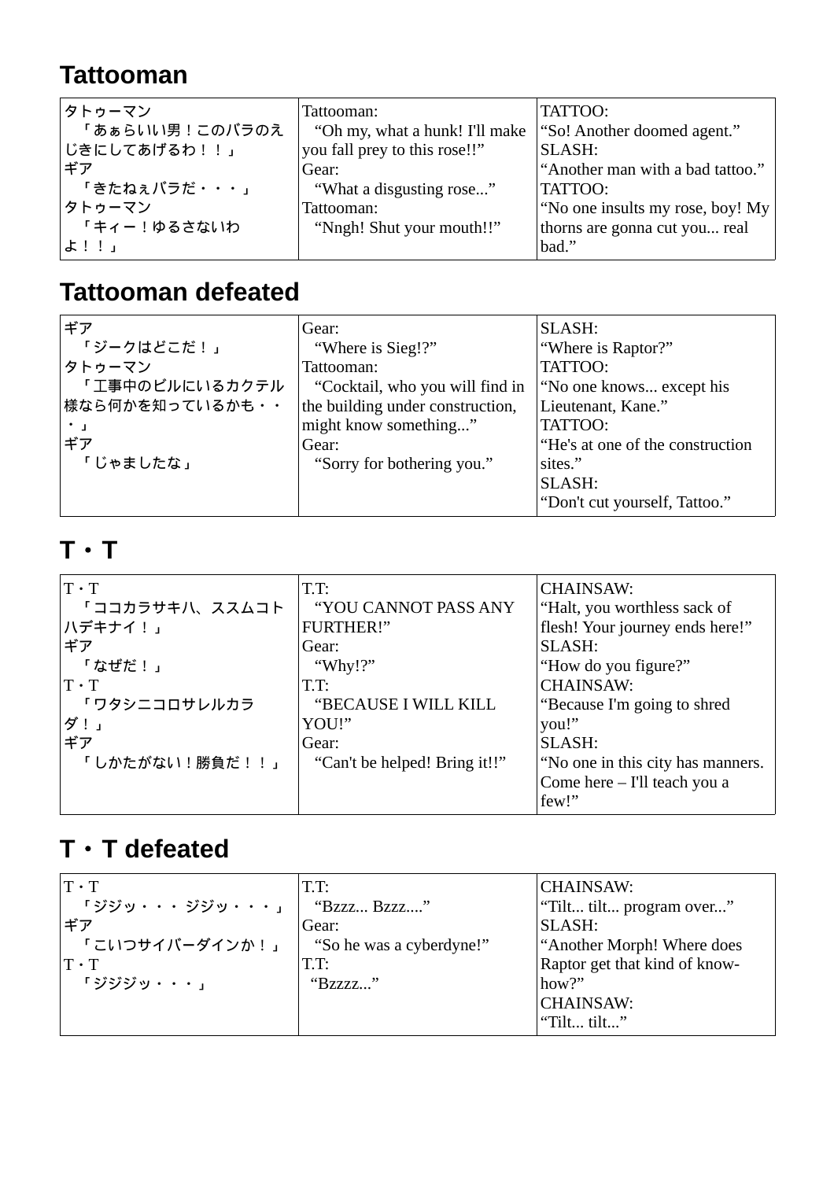## Tattooman

| | | |
|---|---|---|
| タトゥーマン<br>「あぁらいい男！このバラのえじきにしてあげるわ！！」<br>ギア<br>「きたねぇバラだ・・・」<br>タトゥーマン<br>「キィー！ゆるさないわよ！！」 | Tattooman:<br>"Oh my, what a hunk! I'll make you fall prey to this rose!!"<br>Gear:<br>"What a disgusting rose..."<br>Tattooman:<br>"Nngh! Shut your mouth!!" | TATTOO:<br>"So! Another doomed agent."<br>SLASH:<br>"Another man with a bad tattoo."<br>TATTOO:<br>"No one insults my rose, boy! My thorns are gonna cut you... real bad." |

## Tattooman defeated

| | | |
|---|---|---|
| ギア<br>「ジークはどこだ！」<br>タトゥーマン<br>「工事中のビルにいるカクテル様なら何かを知っているかも・・・」<br>ギア<br>「じゃましたな」 | Gear:<br>"Where is Sieg!?"<br>Tattooman:<br>"Cocktail, who you will find in the building under construction, might know something..."<br>Gear:<br>"Sorry for bothering you." | SLASH:<br>"Where is Raptor?"<br>TATTOO:<br>"No one knows... except his Lieutenant, Kane."<br>TATTOO:<br>"He's at one of the construction sites."<br>SLASH:<br>"Don't cut yourself, Tattoo." |

## T・T

| | | |
|---|---|---|
| T・T<br>「ココカラサキハ、ススムコトハデキナイ！」<br>ギア<br>「なぜだ！」<br>T・T<br>「ワタシニコロサレルカラダ！」<br>ギア<br>「しかたがない！勝負だ！！」 | T.T:<br>"YOU CANNOT PASS ANY FURTHER!"<br>Gear:<br>"Why!?"<br>T.T:<br>"BECAUSE I WILL KILL YOU!"<br>Gear:<br>"Can't be helped! Bring it!!" | CHAINSAW:<br>"Halt, you worthless sack of flesh! Your journey ends here!"<br>SLASH:<br>"How do you figure?"<br>CHAINSAW:<br>"Because I'm going to shred you!"<br>SLASH:<br>"No one in this city has manners. Come here – I'll teach you a few!" |

## T・T defeated

| | | |
|---|---|---|
| T・T<br>「ジジッ・・・ジジッ・・・」<br>ギア<br>「こいつサイバーダインか！」<br>T・T<br>「ジジジッ・・・」 | T.T:<br>"Bzzz... Bzzz...."<br>Gear:<br>"So he was a cyberdyne!"<br>T.T:<br>"Bzzzz..." | CHAINSAW:<br>"Tilt... tilt... program over..."<br>SLASH:<br>"Another Morph! Where does Raptor get that kind of know-how?"<br>CHAINSAW:<br>"Tilt... tilt..." |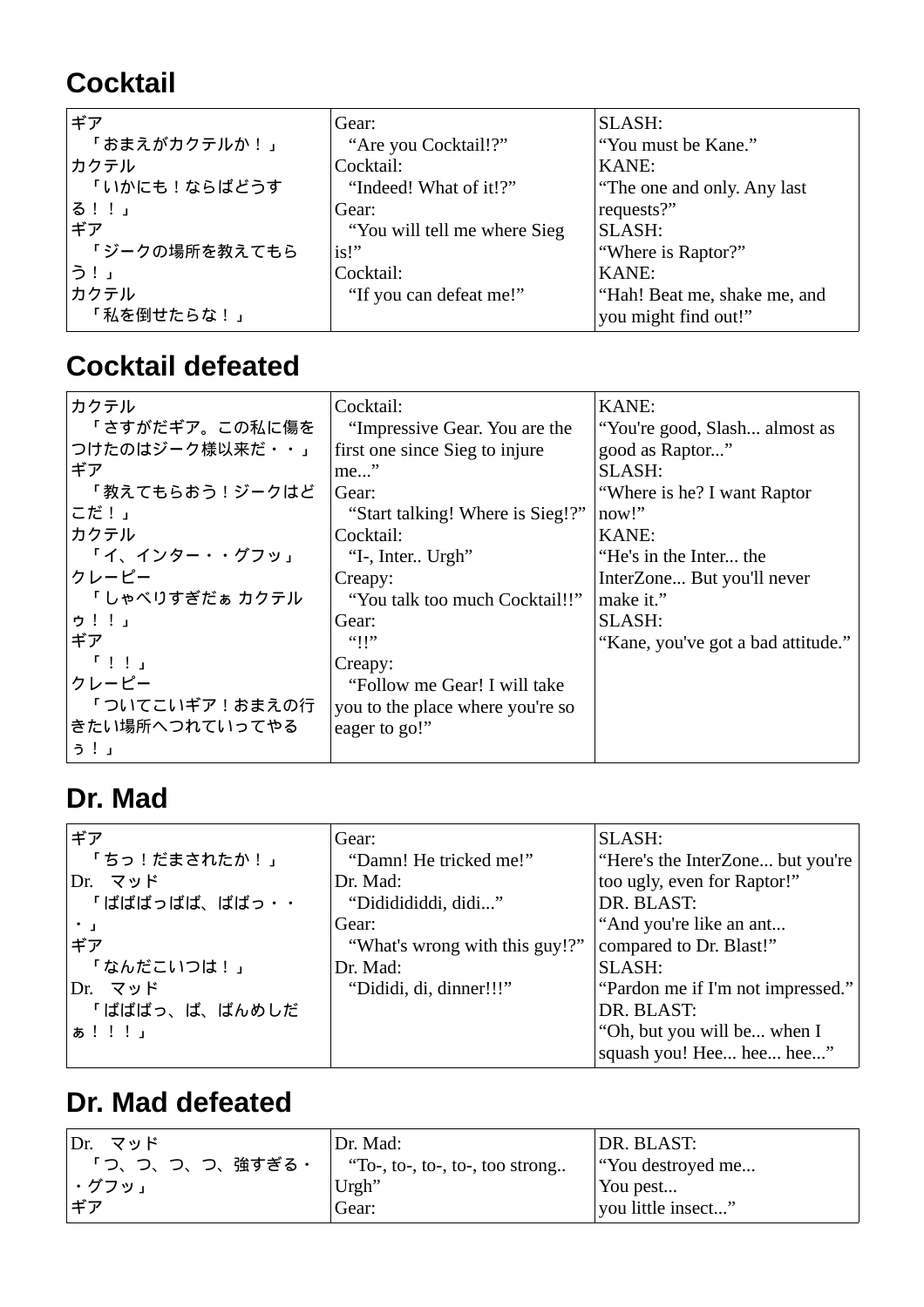## Cocktail

| | | |
|---|---|---|
| ギア<br>「おまえがカクテルか！」<br>カクテル<br>「いかにも！ならばどうする！！」<br>ギア<br>「ジークの場所を教えてもらう！」<br>カクテル<br>「私を倒せたらな！」 | Gear:<br>“Are you Cocktail!?”<br>Cocktail:<br>“Indeed! What of it!?”<br>Gear:<br>“You will tell me where Sieg is!”<br>Cocktail:<br>“If you can defeat me!” | SLASH:<br>“You must be Kane.”<br>KANE:<br>“The one and only. Any last requests?”<br>SLASH:<br>“Where is Raptor?”<br>KANE:<br>“Hah! Beat me, shake me, and you might find out!” |

## Cocktail defeated

| | | |
|---|---|---|
| カクテル<br>「さすがだギア。この私に傷をつけたのはジーク様以来だ・・」<br>ギア<br>「教えてもらおう！ジークはどこだ！」<br>カクテル<br>「イ、インター・・グフッ」<br>クレーピー<br>「しゃべりすぎだぁ カクテルゥ！！」<br>ギア<br>「！！」<br>クレーピー<br>「ついてこいギア！おまえの行きたい場所へつれていってやるぅ！」 | Cocktail:<br>“Impressive Gear. You are the first one since Sieg to injure me...”<br>Gear:<br>“Start talking! Where is Sieg!?”<br>Cocktail:<br>“I-, Inter.. Urgh”<br>Creapy:<br>“You talk too much Cocktail!!”<br>Gear:<br>“!!”<br>Creapy:<br>“Follow me Gear! I will take you to the place where you're so eager to go!” | KANE:<br>“You're good, Slash... almost as good as Raptor...”<br>SLASH:<br>“Where is he? I want Raptor now!”<br>KANE:<br>“He's in the Inter... the InterZone... But you'll never make it.”<br>SLASH:<br>“Kane, you've got a bad attitude.” |

## Dr. Mad

| | | |
|---|---|---|
| ギア<br>「ちっ！だまされたか！」<br>Dr.　マッド<br>「ばばばっばば、ばばっ・・・」<br>ギア<br>「なんだこいつは！」<br>Dr.　マッド<br>「ばばばっ、ば、ばんめしだぁ！！！」 | Gear:<br>“Damn! He tricked me!”<br>Dr. Mad:<br>“Dididididdi, didi...”<br>Gear:<br>“What's wrong with this guy!?”<br>Dr. Mad:<br>“Dididi, di, dinner!!!” | SLASH:<br>“Here's the InterZone... but you're too ugly, even for Raptor!”<br>DR. BLAST:<br>“And you're like an ant... compared to Dr. Blast!”<br>SLASH:<br>“Pardon me if I'm not impressed.”<br>DR. BLAST:<br>“Oh, but you will be... when I squash you! Hee... hee... hee...” |

## Dr. Mad defeated

| | | |
|---|---|---|
| Dr.　マッド<br>「つ、つ、つ、つ、強すぎる・・グフッ」<br>ギア | Dr. Mad:<br>“To-, to-, to-, to-, too strong.. Urgh”<br>Gear: | DR. BLAST:<br>“You destroyed me... You pest... you little insect...” |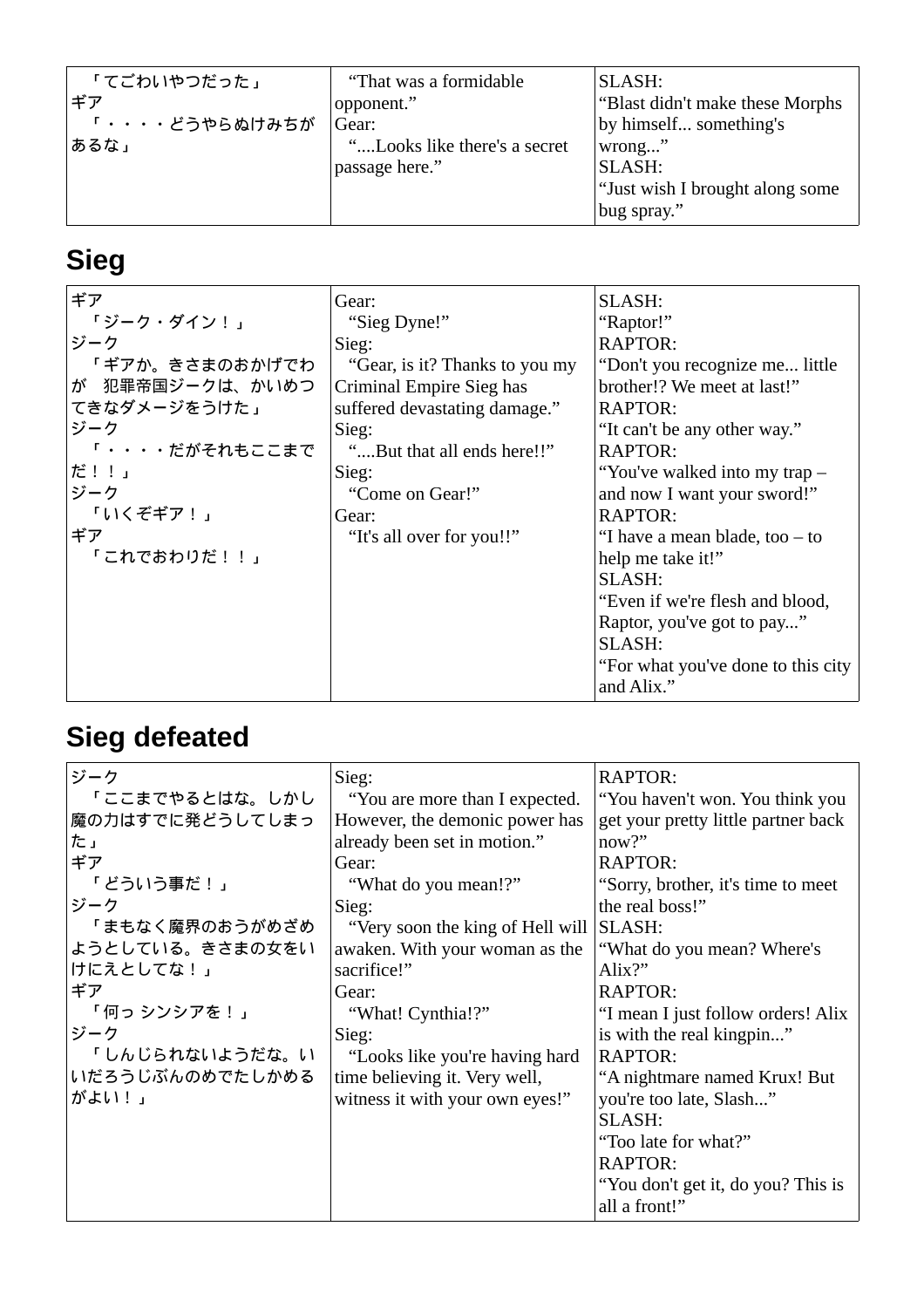| 「てごわいやつだった」<br>ギア<br>「・・・・どうやらぬけみちがあるな」 | "That was a formidable opponent."<br>Gear:<br>"....Looks like there's a secret passage here." | SLASH:<br>"Blast didn't make these Morphs by himself... something's wrong..."<br>SLASH:<br>"Just wish I brought along some bug spray." |
|---|---|---|

## Sieg

| ギア<br>「ジーク・ダイン！」<br>ジーク<br>「ギアか。きさまのおかげでわが　犯罪帝国ジークは、かいめつてきなダメージをうけた」<br>ジーク<br>「・・・・だがそれもここまでだ！！」<br>ジーク<br>「いくぞギア！」<br>ギア<br>「これでおわりだ！！」 | Gear:<br>"Sieg Dyne!"<br>Sieg:<br>"Gear, is it? Thanks to you my Criminal Empire Sieg has suffered devastating damage."<br>Sieg:<br>"....But that all ends here!!"<br>Sieg:<br>"Come on Gear!"<br>Gear:<br>"It's all over for you!!" | SLASH:<br>"Raptor!"<br>RAPTOR:<br>"Don't you recognize me... little brother!? We meet at last!"<br>RAPTOR:<br>"It can't be any other way."<br>RAPTOR:<br>"You've walked into my trap – and now I want your sword!"<br>RAPTOR:<br>"I have a mean blade, too – to help me take it!"<br>SLASH:<br>"Even if we're flesh and blood, Raptor, you've got to pay..."<br>SLASH:<br>"For what you've done to this city and Alix." |
|---|---|---|

## Sieg defeated

| ジーク<br>「ここまでやるとはな。しかし魔の力はすでに発どうしてしまった」<br>ギア<br>「どういう事だ！」<br>ジーク<br>「まもなく魔界のおうがめざめようとしている。きさまの女をいけにえとしてな！」<br>ギア<br>「何っ シンシアを！」<br>ジーク<br>「しんじられないようだな。いいだろうじぶんのめでたしかめるがよい！」 | Sieg:<br>"You are more than I expected. However, the demonic power has already been set in motion."<br>Gear:<br>"What do you mean!?"<br>Sieg:<br>"Very soon the king of Hell will awaken. With your woman as the sacrifice!"<br>Gear:<br>"What! Cynthia!?"<br>Sieg:<br>"Looks like you're having hard time believing it. Very well, witness it with your own eyes!" | RAPTOR:<br>"You haven't won. You think you get your pretty little partner back now?"<br>RAPTOR:<br>"Sorry, brother, it's time to meet the real boss!"<br>SLASH:<br>"What do you mean? Where's Alix?"<br>RAPTOR:<br>"I mean I just follow orders! Alix is with the real kingpin..."<br>RAPTOR:<br>"A nightmare named Krux! But you're too late, Slash..."<br>SLASH:<br>"Too late for what?"<br>RAPTOR:<br>"You don't get it, do you? This is all a front!" |
|---|---|---|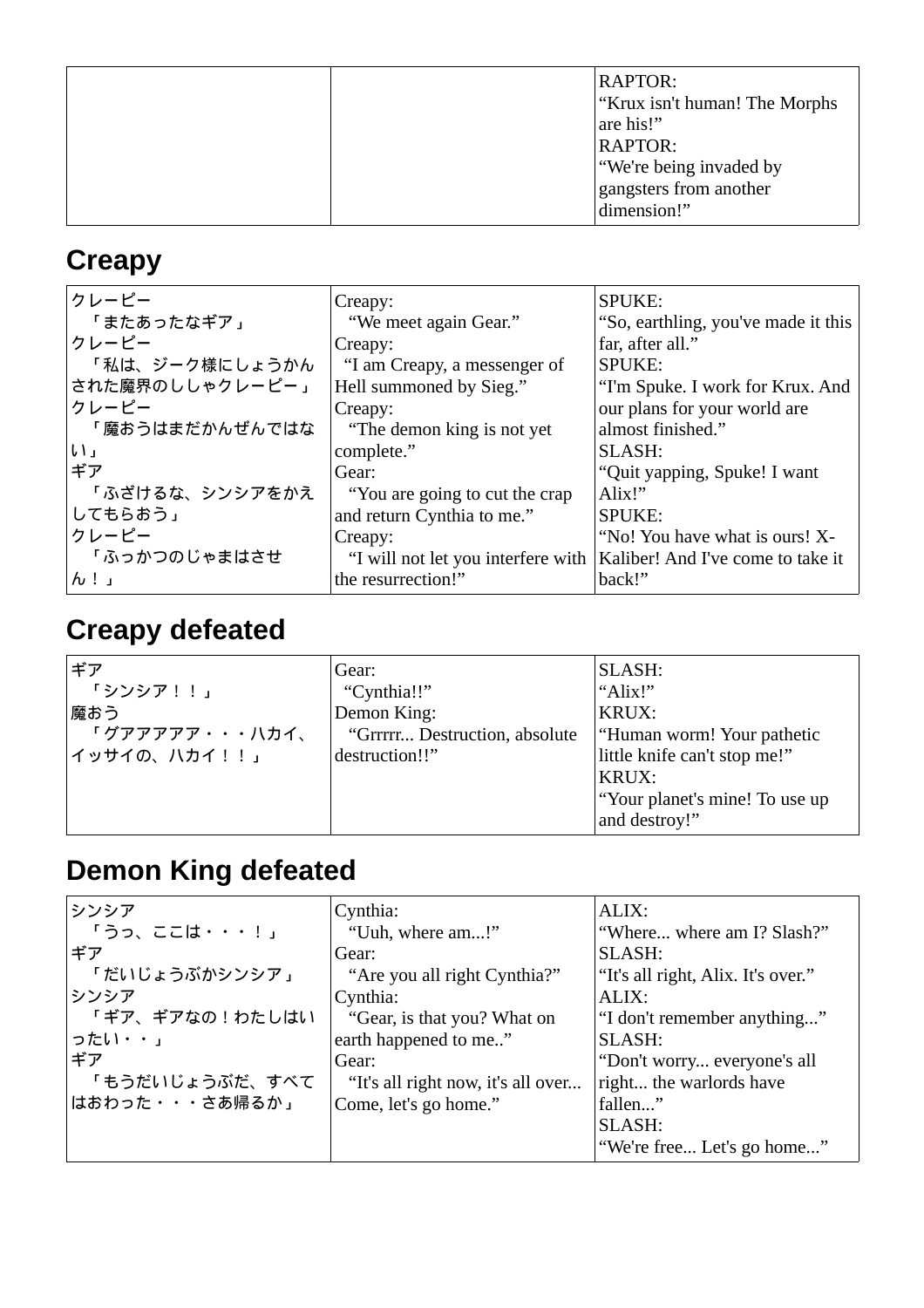| | | |
|---|---|---|
| | | RAPTOR:<br>“Krux isn't human! The Morphs are his!”<br>RAPTOR:<br>“We're being invaded by gangsters from another dimension!” |

## Creapy

| | | |
|---|---|---|
| クレーピー<br>「またあったなギア」<br>クレーピー<br>「私は、ジーク様にしょうかんされた魔界のししゃクレーピー」<br>クレーピー<br>「魔おうはまだかんぜんではない」<br>ギア<br>「ふざけるな、シンシアをかえしてもらおう」<br>クレーピー<br>「ふっかつのじゃまはさせん！」 | Creapy:<br>“We meet again Gear.”<br>Creapy:<br>“I am Creapy, a messenger of Hell summoned by Sieg.”<br>Creapy:<br>“The demon king is not yet complete.”<br>Gear:<br>“You are going to cut the crap and return Cynthia to me.”<br>Creapy:<br>“I will not let you interfere with the resurrection!” | SPUKE:<br>“So, earthling, you've made it this far, after all.”<br>SPUKE:<br>“I'm Spuke. I work for Krux. And our plans for your world are almost finished.”<br>SLASH:<br>“Quit yapping, Spuke! I want Alix!”<br>SPUKE:<br>“No! You have what is ours! X-Kaliber! And I've come to take it back!” |

## Creapy defeated

| | | |
|---|---|---|
| ギア<br>「シンシア！！」<br>魔おう<br>「グアアアアア・・・ハカイ、イッサイの、ハカイ！！」 | Gear:<br>“Cynthia!!”<br>Demon King:<br>“Grrrrr... Destruction, absolute destruction!!” | SLASH:<br>“Alix!”<br>KRUX:<br>“Human worm! Your pathetic little knife can't stop me!”<br>KRUX:<br>“Your planet's mine! To use up and destroy!” |

## Demon King defeated

| | | |
|---|---|---|
| シンシア<br>「うっ、ここは・・・！」<br>ギア<br>「だいじょうぶかシンシア」<br>シンシア<br>「ギア、ギアなの！わたしはいったい・・」<br>ギア<br>「もうだいじょうぶだ、すべてはおわった・・・さあ帰るか」 | Cynthia:<br>“Uuh, where am...!”<br>Gear:<br>“Are you all right Cynthia?”<br>Cynthia:<br>“Gear, is that you? What on earth happened to me..”<br>Gear:<br>“It's all right now, it's all over... Come, let's go home.” | ALIX:<br>“Where... where am I? Slash?”<br>SLASH:<br>“It's all right, Alix. It's over.”<br>ALIX:<br>“I don't remember anything...”<br>SLASH:<br>“Don't worry... everyone's all right... the warlords have fallen...”<br>SLASH:<br>“We're free... Let's go home...” |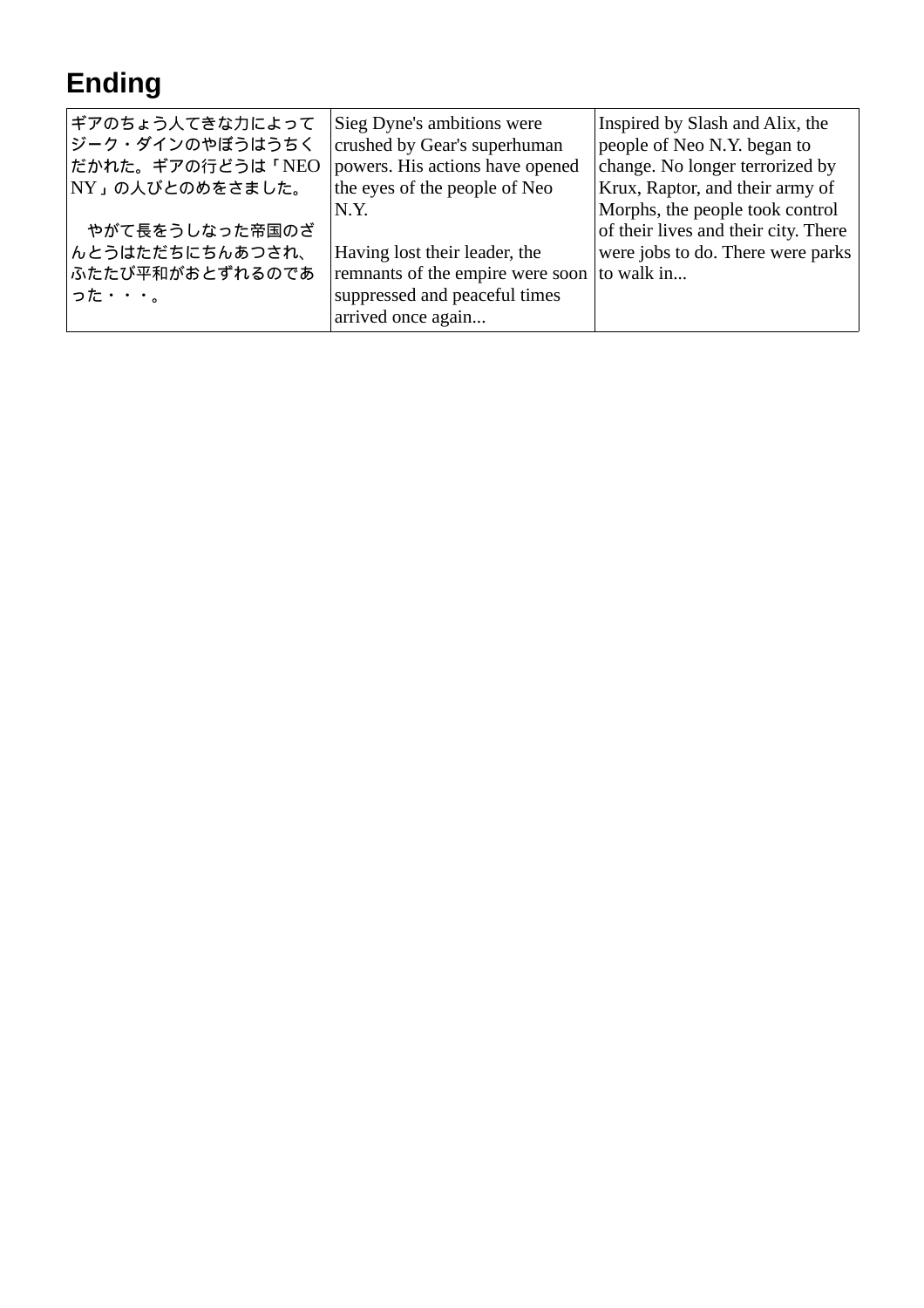## Ending

| | | |
|---|---|---|
| ギアのちょう人てきな力によってジーク・ダインのやぼうはうちくだかれた。ギアの行どうは「NEO NY」の人びとのめをさました。<br><br>　やがて長をうしなった帝国のざんとうはただちにちんあつされ、ふたたび平和がおとずれるのであった・・・。 | Sieg Dyne's ambitions were crushed by Gear's superhuman powers. His actions have opened the eyes of the people of Neo N.Y.<br><br>Having lost their leader, the remnants of the empire were soon suppressed and peaceful times arrived once again... | Inspired by Slash and Alix, the people of Neo N.Y. began to change. No longer terrorized by Krux, Raptor, and their army of Morphs, the people took control of their lives and their city. There were jobs to do. There were parks to walk in... |